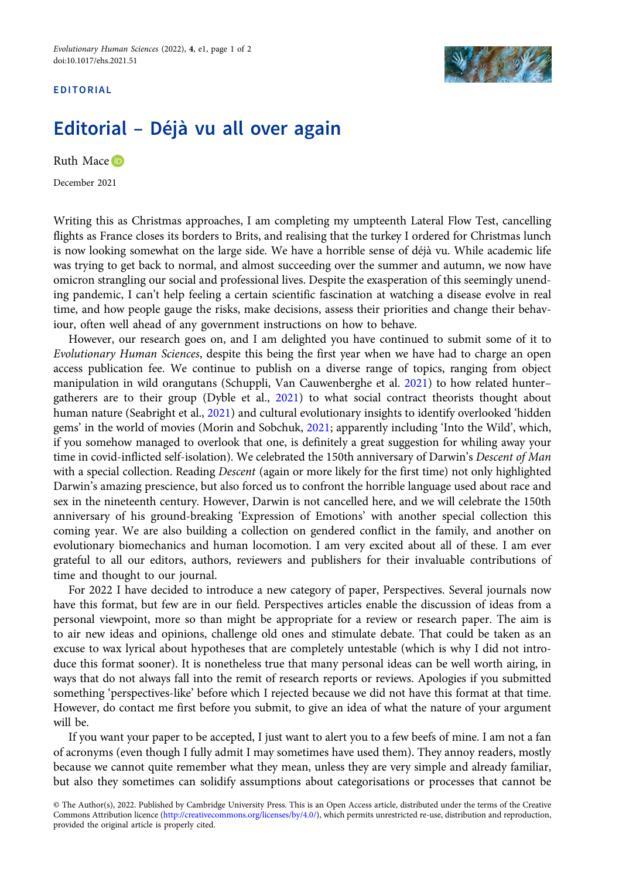EDITORIAL

# Editorial – Déjà vu all over again

Ruth Mace

December 2021

Writing this as Christmas approaches, I am completing my umpteenth Lateral Flow Test, cancelling flights as France closes its borders to Brits, and realising that the turkey I ordered for Christmas lunch is now looking somewhat on the large side. We have a horrible sense of déjà vu. While academic life was trying to get back to normal, and almost succeeding over the summer and autumn, we now have omicron strangling our social and professional lives. Despite the exasperation of this seemingly unending pandemic, I can't help feeling a certain scientific fascination at watching a disease evolve in real time, and how people gauge the risks, make decisions, assess their priorities and change their behaviour, often well ahead of any government instructions on how to behave.

However, our research goes on, and I am delighted you have continued to submit some of it to *Evolutionary Human Sciences*, despite this being the first year when we have had to charge an open access publication fee. We continue to publish on a diverse range of topics, ranging from object manipulation in wild orangutans (Schuppli, Van Cauwenberghe et al. 2021) to how related hunter–gatherers are to their group (Dyble et al., 2021) to what social contract theorists thought about human nature (Seabright et al., 2021) and cultural evolutionary insights to identify overlooked 'hidden gems' in the world of movies (Morin and Sobchuk, 2021; apparently including 'Into the Wild', which, if you somehow managed to overlook that one, is definitely a great suggestion for whiling away your time in covid-inflicted self-isolation). We celebrated the 150th anniversary of Darwin's *Descent of Man* with a special collection. Reading *Descent* (again or more likely for the first time) not only highlighted Darwin's amazing prescience, but also forced us to confront the horrible language used about race and sex in the nineteenth century. However, Darwin is not cancelled here, and we will celebrate the 150th anniversary of his ground-breaking 'Expression of Emotions' with another special collection this coming year. We are also building a collection on gendered conflict in the family, and another on evolutionary biomechanics and human locomotion. I am very excited about all of these. I am ever grateful to all our editors, authors, reviewers and publishers for their invaluable contributions of time and thought to our journal.

For 2022 I have decided to introduce a new category of paper, Perspectives. Several journals now have this format, but few are in our field. Perspectives articles enable the discussion of ideas from a personal viewpoint, more so than might be appropriate for a review or research paper. The aim is to air new ideas and opinions, challenge old ones and stimulate debate. That could be taken as an excuse to wax lyrical about hypotheses that are completely untestable (which is why I did not introduce this format sooner). It is nonetheless true that many personal ideas can be well worth airing, in ways that do not always fall into the remit of research reports or reviews. Apologies if you submitted something 'perspectives-like' before which I rejected because we did not have this format at that time. However, do contact me first before you submit, to give an idea of what the nature of your argument will be.

If you want your paper to be accepted, I just want to alert you to a few beefs of mine. I am not a fan of acronyms (even though I fully admit I may sometimes have used them). They annoy readers, mostly because we cannot quite remember what they mean, unless they are very simple and already familiar, but also they sometimes can solidify assumptions about categorisations or processes that cannot be

© The Author(s), 2022. Published by Cambridge University Press. This is an Open Access article, distributed under the terms of the Creative Commons Attribution licence (http://creativecommons.org/licenses/by/4.0/), which permits unrestricted re-use, distribution and reproduction, provided the original article is properly cited.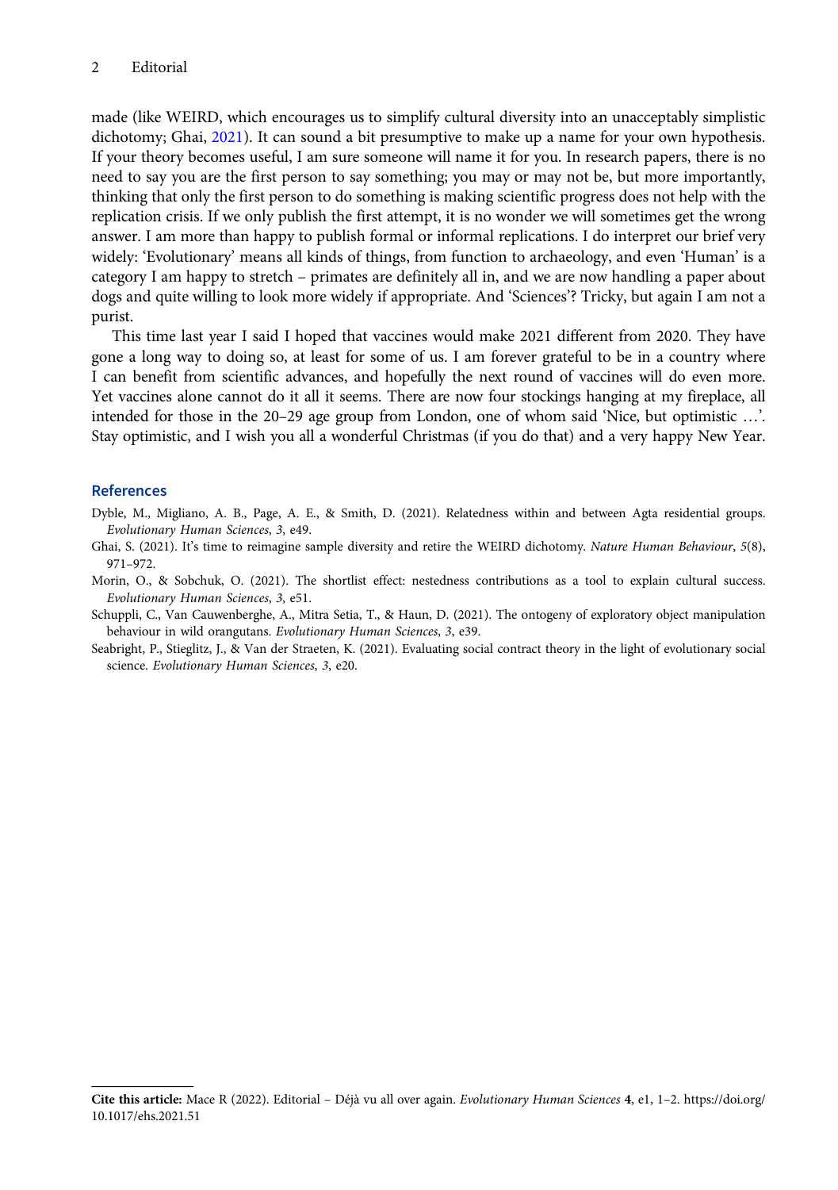made (like WEIRD, which encourages us to simplify cultural diversity into an unacceptably simplistic dichotomy; Ghai, 2021). It can sound a bit presumptive to make up a name for your own hypothesis. If your theory becomes useful, I am sure someone will name it for you. In research papers, there is no need to say you are the first person to say something; you may or may not be, but more importantly, thinking that only the first person to do something is making scientific progress does not help with the replication crisis. If we only publish the first attempt, it is no wonder we will sometimes get the wrong answer. I am more than happy to publish formal or informal replications. I do interpret our brief very widely: 'Evolutionary' means all kinds of things, from function to archaeology, and even 'Human' is a category I am happy to stretch – primates are definitely all in, and we are now handling a paper about dogs and quite willing to look more widely if appropriate. And 'Sciences'? Tricky, but again I am not a purist.

This time last year I said I hoped that vaccines would make 2021 different from 2020. They have gone a long way to doing so, at least for some of us. I am forever grateful to be in a country where I can benefit from scientific advances, and hopefully the next round of vaccines will do even more. Yet vaccines alone cannot do it all it seems. There are now four stockings hanging at my fireplace, all intended for those in the 20–29 age group from London, one of whom said 'Nice, but optimistic …'. Stay optimistic, and I wish you all a wonderful Christmas (if you do that) and a very happy New Year.

## References

Dyble, M., Migliano, A. B., Page, A. E., & Smith, D. (2021). Relatedness within and between Agta residential groups. *Evolutionary Human Sciences*, *3*, e49.

Ghai, S. (2021). It's time to reimagine sample diversity and retire the WEIRD dichotomy. *Nature Human Behaviour*, *5*(8), 971–972.

Morin, O., & Sobchuk, O. (2021). The shortlist effect: nestedness contributions as a tool to explain cultural success. *Evolutionary Human Sciences*, *3*, e51.

Schuppli, C., Van Cauwenberghe, A., Mitra Setia, T., & Haun, D. (2021). The ontogeny of exploratory object manipulation behaviour in wild orangutans. *Evolutionary Human Sciences*, *3*, e39.

Seabright, P., Stieglitz, J., & Van der Straeten, K. (2021). Evaluating social contract theory in the light of evolutionary social science. *Evolutionary Human Sciences*, *3*, e20.

**Cite this article:** Mace R (2022). Editorial – Déjà vu all over again. *Evolutionary Human Sciences* **4**, e1, 1–2. https://doi.org/10.1017/ehs.2021.51